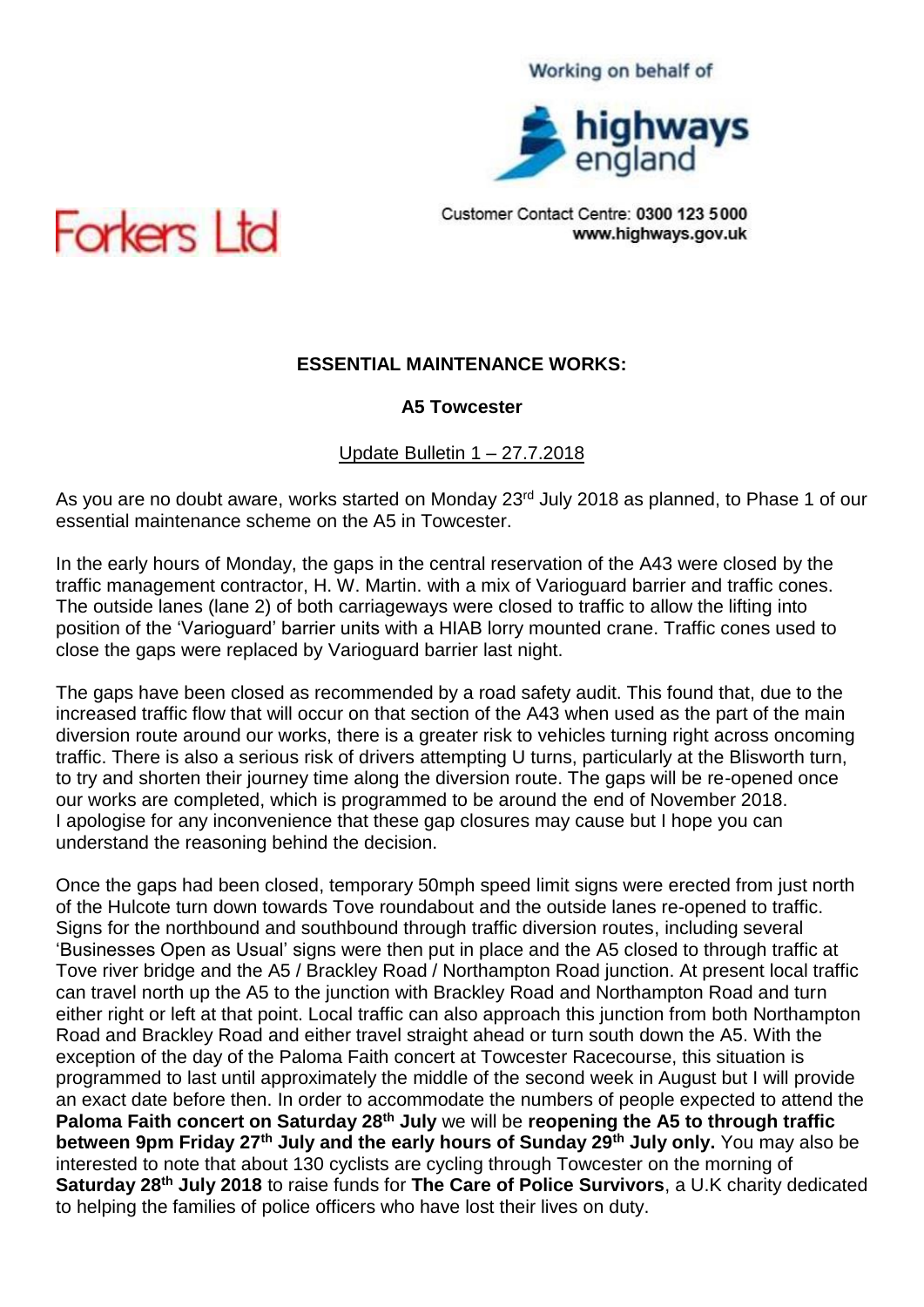Working on behalf of

highways england

Customer Contact Centre: **0300 123 5000**
**www.highways.gov.uk**

Forkers Ltd

**ESSENTIAL MAINTENANCE WORKS:**

**A5 Towcester**

Update Bulletin 1 – 27.7.2018

As you are no doubt aware, works started on Monday 23rd July 2018 as planned, to Phase 1 of our essential maintenance scheme on the A5 in Towcester.

In the early hours of Monday, the gaps in the central reservation of the A43 were closed by the traffic management contractor, H. W. Martin. with a mix of Varioguard barrier and traffic cones. The outside lanes (lane 2) of both carriageways were closed to traffic to allow the lifting into position of the 'Varioguard' barrier units with a HIAB lorry mounted crane. Traffic cones used to close the gaps were replaced by Varioguard barrier last night.

The gaps have been closed as recommended by a road safety audit. This found that, due to the increased traffic flow that will occur on that section of the A43 when used as the part of the main diversion route around our works, there is a greater risk to vehicles turning right across oncoming traffic. There is also a serious risk of drivers attempting U turns, particularly at the Blisworth turn, to try and shorten their journey time along the diversion route. The gaps will be re-opened once our works are completed, which is programmed to be around the end of November 2018. I apologise for any inconvenience that these gap closures may cause but I hope you can understand the reasoning behind the decision.

Once the gaps had been closed, temporary 50mph speed limit signs were erected from just north of the Hulcote turn down towards Tove roundabout and the outside lanes re-opened to traffic. Signs for the northbound and southbound through traffic diversion routes, including several 'Businesses Open as Usual' signs were then put in place and the A5 closed to through traffic at Tove river bridge and the A5 / Brackley Road / Northampton Road junction. At present local traffic can travel north up the A5 to the junction with Brackley Road and Northampton Road and turn either right or left at that point. Local traffic can also approach this junction from both Northampton Road and Brackley Road and either travel straight ahead or turn south down the A5. With the exception of the day of the Paloma Faith concert at Towcester Racecourse, this situation is programmed to last until approximately the middle of the second week in August but I will provide an exact date before then. In order to accommodate the numbers of people expected to attend the **Paloma Faith concert on Saturday 28th July** we will be **reopening the A5 to through traffic between 9pm Friday 27th July and the early hours of Sunday 29th July only.** You may also be interested to note that about 130 cyclists are cycling through Towcester on the morning of **Saturday 28th July 2018** to raise funds for **The Care of Police Survivors**, a U.K charity dedicated to helping the families of police officers who have lost their lives on duty.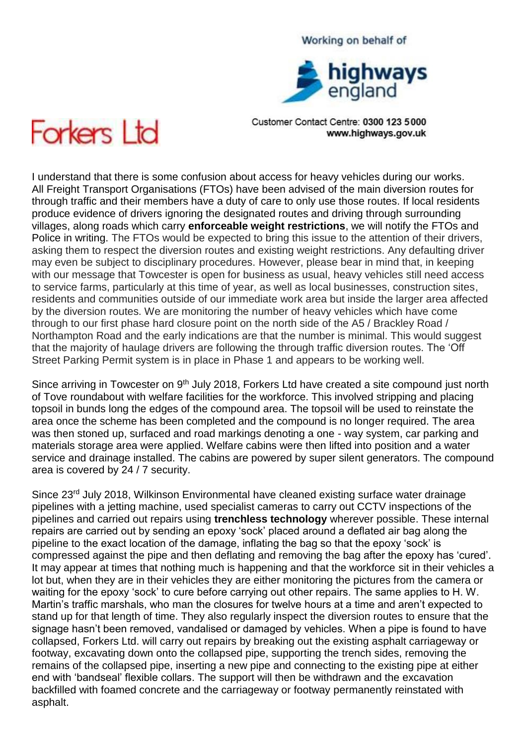Working on behalf of

highways england

Customer Contact Centre: 0300 123 5000
www.highways.gov.uk

Forkers Ltd

I understand that there is some confusion about access for heavy vehicles during our works. All Freight Transport Organisations (FTOs) have been advised of the main diversion routes for through traffic and their members have a duty of care to only use those routes. If local residents produce evidence of drivers ignoring the designated routes and driving through surrounding villages, along roads which carry **enforceable weight restrictions**, we will notify the FTOs and Police in writing. The FTOs would be expected to bring this issue to the attention of their drivers, asking them to respect the diversion routes and existing weight restrictions. Any defaulting driver may even be subject to disciplinary procedures. However, please bear in mind that, in keeping with our message that Towcester is open for business as usual, heavy vehicles still need access to service farms, particularly at this time of year, as well as local businesses, construction sites, residents and communities outside of our immediate work area but inside the larger area affected by the diversion routes. We are monitoring the number of heavy vehicles which have come through to our first phase hard closure point on the north side of the A5 / Brackley Road / Northampton Road and the early indications are that the number is minimal. This would suggest that the majority of haulage drivers are following the through traffic diversion routes. The 'Off Street Parking Permit system is in place in Phase 1 and appears to be working well.

Since arriving in Towcester on 9th July 2018, Forkers Ltd have created a site compound just north of Tove roundabout with welfare facilities for the workforce. This involved stripping and placing topsoil in bunds long the edges of the compound area. The topsoil will be used to reinstate the area once the scheme has been completed and the compound is no longer required. The area was then stoned up, surfaced and road markings denoting a one - way system, car parking and materials storage area were applied. Welfare cabins were then lifted into position and a water service and drainage installed. The cabins are powered by super silent generators. The compound area is covered by 24 / 7 security.

Since 23rd July 2018, Wilkinson Environmental have cleaned existing surface water drainage pipelines with a jetting machine, used specialist cameras to carry out CCTV inspections of the pipelines and carried out repairs using **trenchless technology** wherever possible. These internal repairs are carried out by sending an epoxy 'sock' placed around a deflated air bag along the pipeline to the exact location of the damage, inflating the bag so that the epoxy 'sock' is compressed against the pipe and then deflating and removing the bag after the epoxy has 'cured'. It may appear at times that nothing much is happening and that the workforce sit in their vehicles a lot but, when they are in their vehicles they are either monitoring the pictures from the camera or waiting for the epoxy 'sock' to cure before carrying out other repairs. The same applies to H. W. Martin's traffic marshals, who man the closures for twelve hours at a time and aren't expected to stand up for that length of time. They also regularly inspect the diversion routes to ensure that the signage hasn't been removed, vandalised or damaged by vehicles. When a pipe is found to have collapsed, Forkers Ltd. will carry out repairs by breaking out the existing asphalt carriageway or footway, excavating down onto the collapsed pipe, supporting the trench sides, removing the remains of the collapsed pipe, inserting a new pipe and connecting to the existing pipe at either end with 'bandseal' flexible collars. The support will then be withdrawn and the excavation backfilled with foamed concrete and the carriageway or footway permanently reinstated with asphalt.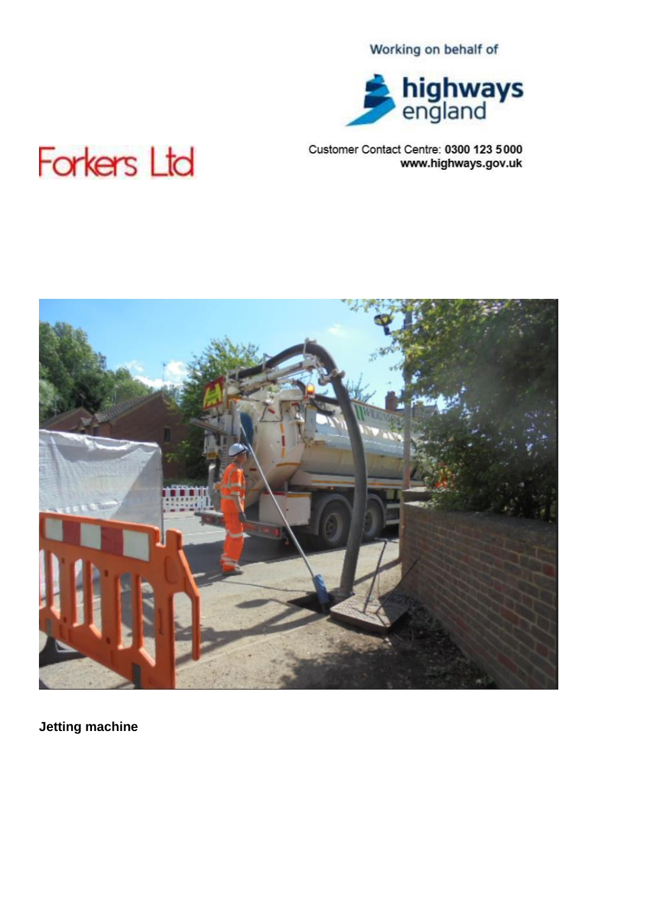Working on behalf of

highways england

Forkers Ltd

Customer Contact Centre: **0300 123 5000**
**www.highways.gov.uk**

**Jetting machine**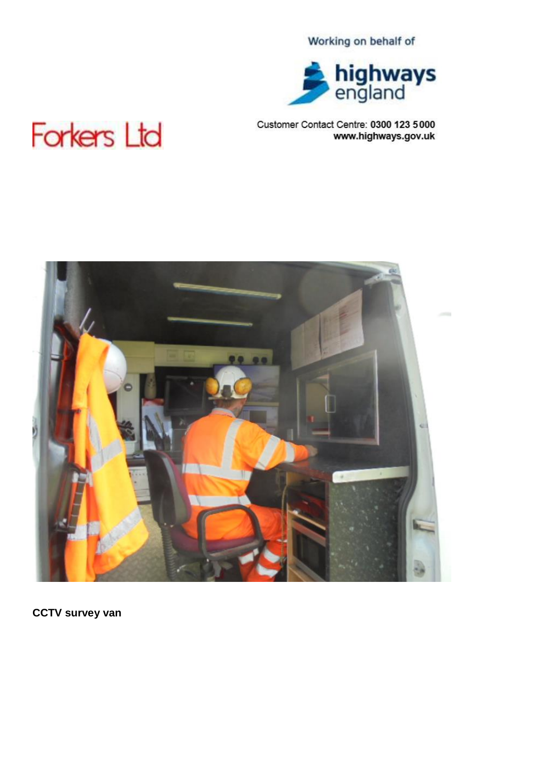Working on behalf of

highways england

Customer Contact Centre: **0300 123 5000**
**www.highways.gov.uk**

Forkers Ltd

**CCTV survey van**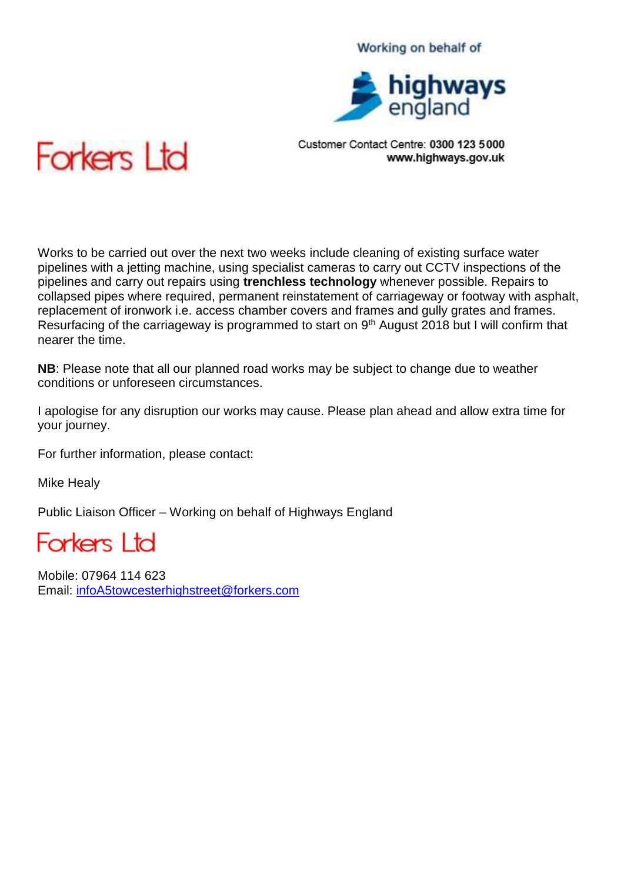Working on behalf of

highways england

Forkers Ltd

Customer Contact Centre: **0300 123 5000**
**www.highways.gov.uk**

Works to be carried out over the next two weeks include cleaning of existing surface water pipelines with a jetting machine, using specialist cameras to carry out CCTV inspections of the pipelines and carry out repairs using **trenchless technology** whenever possible. Repairs to collapsed pipes where required, permanent reinstatement of carriageway or footway with asphalt, replacement of ironwork i.e. access chamber covers and frames and gully grates and frames. Resurfacing of the carriageway is programmed to start on 9th August 2018 but I will confirm that nearer the time.

**NB**: Please note that all our planned road works may be subject to change due to weather conditions or unforeseen circumstances.

I apologise for any disruption our works may cause. Please plan ahead and allow extra time for your journey.

For further information, please contact:

Mike Healy

Public Liaison Officer – Working on behalf of Highways England

Forkers Ltd

Mobile: 07964 114 623
Email: infoA5towcesterhighstreet@forkers.com